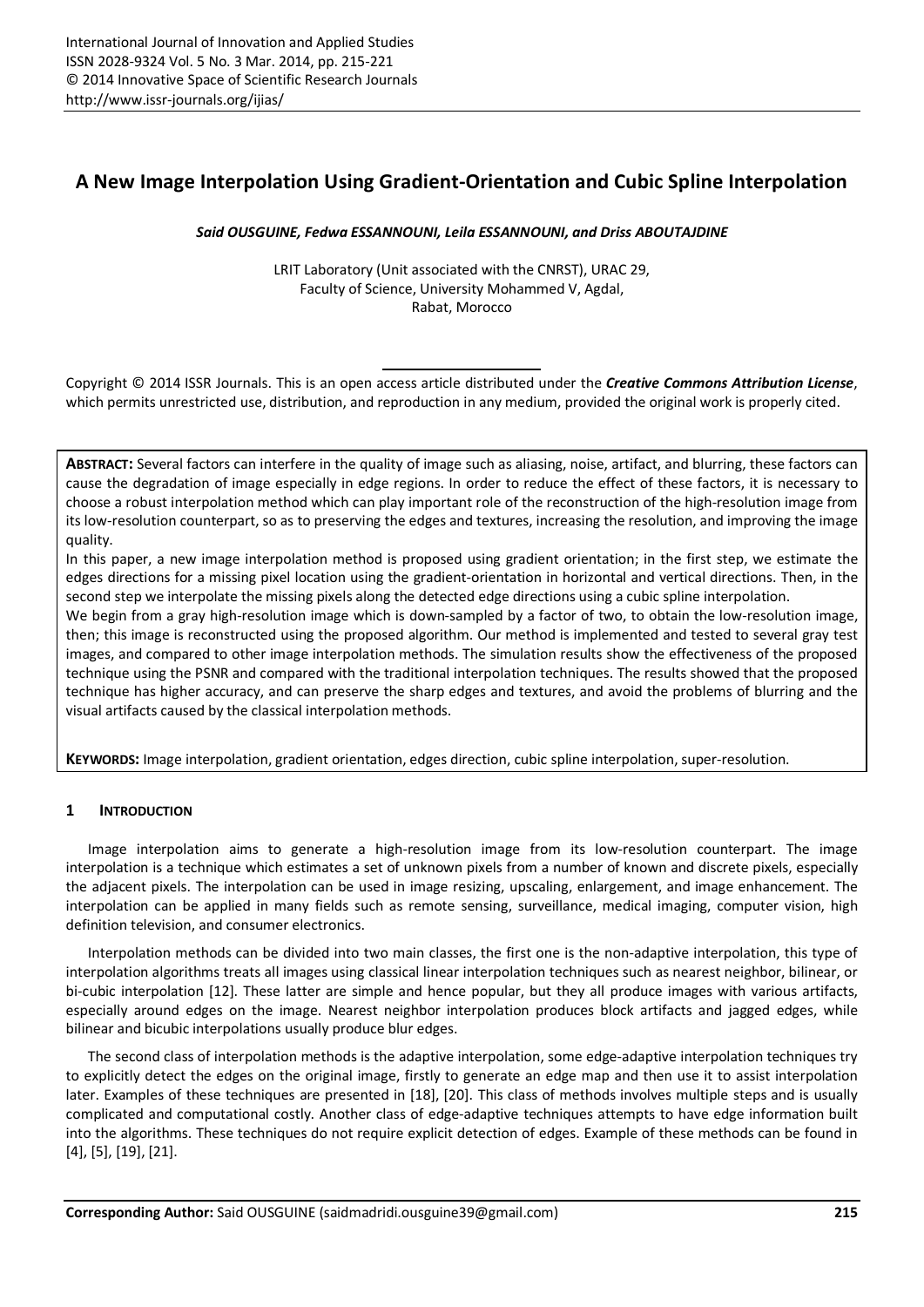# A New Image Interpolation Using Gradient-Orientation and Cubic Spline Interpolation

***Said OUSGUINE, Fedwa ESSANNOUNI, Leila ESSANNOUNI, and Driss ABOUTAJDINE***

LRIT Laboratory (Unit associated with the CNRST), URAC 29,
Faculty of Science, University Mohammed V, Agdal,
Rabat, Morocco

Copyright © 2014 ISSR Journals. This is an open access article distributed under the ***Creative Commons Attribution License***, which permits unrestricted use, distribution, and reproduction in any medium, provided the original work is properly cited.

**ABSTRACT:** Several factors can interfere in the quality of image such as aliasing, noise, artifact, and blurring, these factors can cause the degradation of image especially in edge regions. In order to reduce the effect of these factors, it is necessary to choose a robust interpolation method which can play important role of the reconstruction of the high-resolution image from its low-resolution counterpart, so as to preserving the edges and textures, increasing the resolution, and improving the image quality.

In this paper, a new image interpolation method is proposed using gradient orientation; in the first step, we estimate the edges directions for a missing pixel location using the gradient-orientation in horizontal and vertical directions. Then, in the second step we interpolate the missing pixels along the detected edge directions using a cubic spline interpolation.

We begin from a gray high-resolution image which is down-sampled by a factor of two, to obtain the low-resolution image, then; this image is reconstructed using the proposed algorithm. Our method is implemented and tested to several gray test images, and compared to other image interpolation methods. The simulation results show the effectiveness of the proposed technique using the PSNR and compared with the traditional interpolation techniques. The results showed that the proposed technique has higher accuracy, and can preserve the sharp edges and textures, and avoid the problems of blurring and the visual artifacts caused by the classical interpolation methods.

**KEYWORDS:** Image interpolation, gradient orientation, edges direction, cubic spline interpolation, super-resolution.

## 1 INTRODUCTION

Image interpolation aims to generate a high-resolution image from its low-resolution counterpart. The image interpolation is a technique which estimates a set of unknown pixels from a number of known and discrete pixels, especially the adjacent pixels. The interpolation can be used in image resizing, upscaling, enlargement, and image enhancement. The interpolation can be applied in many fields such as remote sensing, surveillance, medical imaging, computer vision, high definition television, and consumer electronics.

Interpolation methods can be divided into two main classes, the first one is the non-adaptive interpolation, this type of interpolation algorithms treats all images using classical linear interpolation techniques such as nearest neighbor, bilinear, or bi-cubic interpolation [12]. These latter are simple and hence popular, but they all produce images with various artifacts, especially around edges on the image. Nearest neighbor interpolation produces block artifacts and jagged edges, while bilinear and bicubic interpolations usually produce blur edges.

The second class of interpolation methods is the adaptive interpolation, some edge-adaptive interpolation techniques try to explicitly detect the edges on the original image, firstly to generate an edge map and then use it to assist interpolation later. Examples of these techniques are presented in [18], [20]. This class of methods involves multiple steps and is usually complicated and computational costly. Another class of edge-adaptive techniques attempts to have edge information built into the algorithms. These techniques do not require explicit detection of edges. Example of these methods can be found in [4], [5], [19], [21].

**Corresponding Author:** Said OUSGUINE (saidmadridi.ousguine39@gmail.com)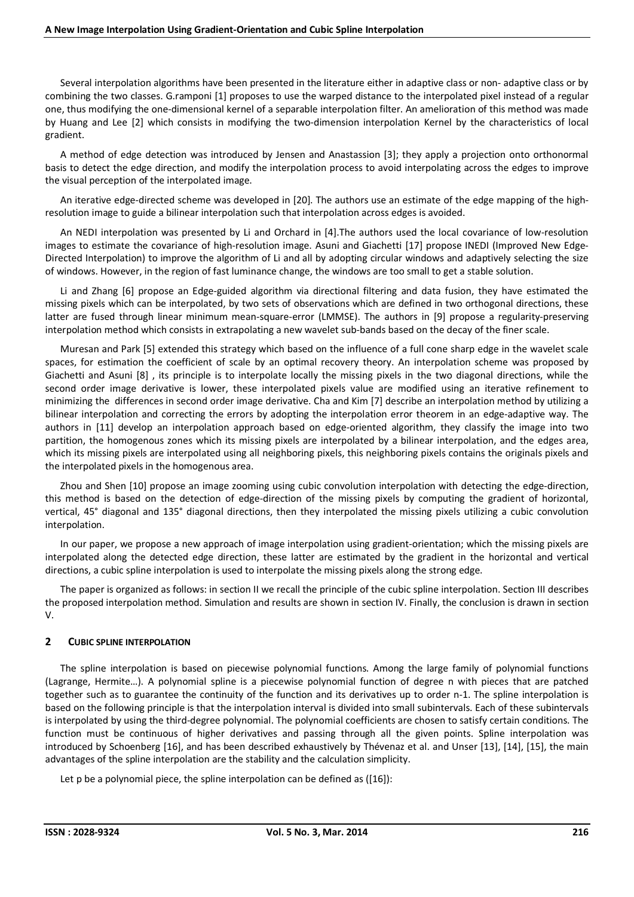Several interpolation algorithms have been presented in the literature either in adaptive class or non- adaptive class or by combining the two classes. G.ramponi [1] proposes to use the warped distance to the interpolated pixel instead of a regular one, thus modifying the one-dimensional kernel of a separable interpolation filter. An amelioration of this method was made by Huang and Lee [2] which consists in modifying the two-dimension interpolation Kernel by the characteristics of local gradient.

A method of edge detection was introduced by Jensen and Anastassion [3]; they apply a projection onto orthonormal basis to detect the edge direction, and modify the interpolation process to avoid interpolating across the edges to improve the visual perception of the interpolated image.

An iterative edge-directed scheme was developed in [20]. The authors use an estimate of the edge mapping of the high-resolution image to guide a bilinear interpolation such that interpolation across edges is avoided.

An NEDI interpolation was presented by Li and Orchard in [4].The authors used the local covariance of low-resolution images to estimate the covariance of high-resolution image. Asuni and Giachetti [17] propose INEDI (Improved New Edge-Directed Interpolation) to improve the algorithm of Li and all by adopting circular windows and adaptively selecting the size of windows. However, in the region of fast luminance change, the windows are too small to get a stable solution.

Li and Zhang [6] propose an Edge-guided algorithm via directional filtering and data fusion, they have estimated the missing pixels which can be interpolated, by two sets of observations which are defined in two orthogonal directions, these latter are fused through linear minimum mean-square-error (LMMSE). The authors in [9] propose a regularity-preserving interpolation method which consists in extrapolating a new wavelet sub-bands based on the decay of the finer scale.

Muresan and Park [5] extended this strategy which based on the influence of a full cone sharp edge in the wavelet scale spaces, for estimation the coefficient of scale by an optimal recovery theory. An interpolation scheme was proposed by Giachetti and Asuni [8] , its principle is to interpolate locally the missing pixels in the two diagonal directions, while the second order image derivative is lower, these interpolated pixels value are modified using an iterative refinement to minimizing the differences in second order image derivative. Cha and Kim [7] describe an interpolation method by utilizing a bilinear interpolation and correcting the errors by adopting the interpolation error theorem in an edge-adaptive way. The authors in [11] develop an interpolation approach based on edge-oriented algorithm, they classify the image into two partition, the homogenous zones which its missing pixels are interpolated by a bilinear interpolation, and the edges area, which its missing pixels are interpolated using all neighboring pixels, this neighboring pixels contains the originals pixels and the interpolated pixels in the homogenous area.

Zhou and Shen [10] propose an image zooming using cubic convolution interpolation with detecting the edge-direction, this method is based on the detection of edge-direction of the missing pixels by computing the gradient of horizontal, vertical, 45° diagonal and 135° diagonal directions, then they interpolated the missing pixels utilizing a cubic convolution interpolation.

In our paper, we propose a new approach of image interpolation using gradient-orientation; which the missing pixels are interpolated along the detected edge direction, these latter are estimated by the gradient in the horizontal and vertical directions, a cubic spline interpolation is used to interpolate the missing pixels along the strong edge.

The paper is organized as follows: in section II we recall the principle of the cubic spline interpolation. Section III describes the proposed interpolation method. Simulation and results are shown in section IV. Finally, the conclusion is drawn in section V.

## 2 CUBIC SPLINE INTERPOLATION

The spline interpolation is based on piecewise polynomial functions. Among the large family of polynomial functions (Lagrange, Hermite…). A polynomial spline is a piecewise polynomial function of degree n with pieces that are patched together such as to guarantee the continuity of the function and its derivatives up to order n-1. The spline interpolation is based on the following principle is that the interpolation interval is divided into small subintervals. Each of these subintervals is interpolated by using the third-degree polynomial. The polynomial coefficients are chosen to satisfy certain conditions. The function must be continuous of higher derivatives and passing through all the given points. Spline interpolation was introduced by Schoenberg [16], and has been described exhaustively by Thévenaz et al. and Unser [13], [14], [15], the main advantages of the spline interpolation are the stability and the calculation simplicity.

Let p be a polynomial piece, the spline interpolation can be defined as ([16]):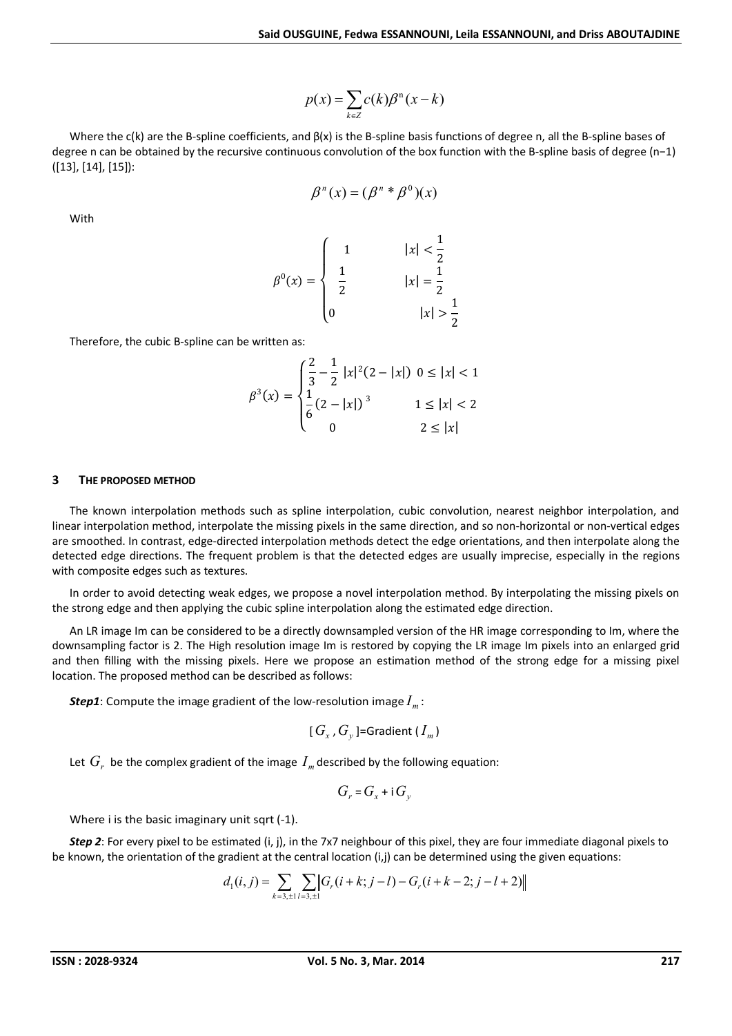$$p(x) = \sum_{k \in Z} c(k) \beta^{n}(x-k)$$

Where the c(k) are the B-spline coefficients, and β(x) is the B-spline basis functions of degree n, all the B-spline bases of degree n can be obtained by the recursive continuous convolution of the box function with the B-spline basis of degree (n−1) ([13], [14], [15]):

$$\beta^{n}(x) = (\beta^{n} * \beta^{0})(x)$$

With

$$\beta^{0}(x) = \begin{cases} 1 & |x| < \frac{1}{2} \\ \frac{1}{2} & |x| = \frac{1}{2} \\ 0 & |x| > \frac{1}{2} \end{cases}$$

Therefore, the cubic B-spline can be written as:

$$\beta^{3}(x) = \begin{cases} \frac{2}{3} - \frac{1}{2}\,|x|^{2}(2-|x|) & 0 \le |x| < 1 \\ \frac{1}{6}(2-|x|)^{3} & 1 \le |x| < 2 \\ 0 & 2 \le |x| \end{cases}$$

## 3 THE PROPOSED METHOD

The known interpolation methods such as spline interpolation, cubic convolution, nearest neighbor interpolation, and linear interpolation method, interpolate the missing pixels in the same direction, and so non-horizontal or non-vertical edges are smoothed. In contrast, edge-directed interpolation methods detect the edge orientations, and then interpolate along the detected edge directions. The frequent problem is that the detected edges are usually imprecise, especially in the regions with composite edges such as textures.

In order to avoid detecting weak edges, we propose a novel interpolation method. By interpolating the missing pixels on the strong edge and then applying the cubic spline interpolation along the estimated edge direction.

An LR image Im can be considered to be a directly downsampled version of the HR image corresponding to Im, where the downsampling factor is 2. The High resolution image Im is restored by copying the LR image Im pixels into an enlarged grid and then filling with the missing pixels. Here we propose an estimation method of the strong edge for a missing pixel location. The proposed method can be described as follows:

***Step1***: Compute the image gradient of the low-resolution image $I_m$:

$$[G_x, G_y] = \text{Gradient}(I_m)$$

Let $G_r$ be the complex gradient of the image $I_m$ described by the following equation:

$$G_r = G_x + \text{i}\, G_y$$

Where i is the basic imaginary unit sqrt (-1).

***Step 2***: For every pixel to be estimated (i, j), in the 7x7 neighbour of this pixel, they are four immediate diagonal pixels to be known, the orientation of the gradient at the central location (i,j) can be determined using the given equations:

$$d_1(i,j) = \sum_{k=3,\pm 1} \sum_{l=3,\pm 1} \left\| G_r(i+k; j-l) - G_r(i+k-2; j-l+2) \right\|$$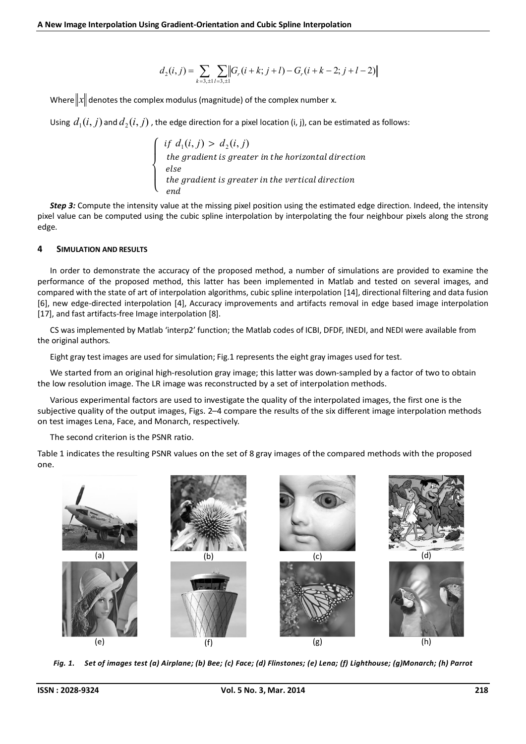$$d_2(i,j) = \sum_{k=3,\pm 1} \sum_{l=3,\pm 1} \left\| G_r(i+k; j+l) - G_r(i+k-2; j+l-2) \right\|$$

Where $\|x\|$ denotes the complex modulus (magnitude) of the complex number x.

Using $d_1(i,j)$ and $d_2(i,j)$, the edge direction for a pixel location (i, j), can be estimated as follows:

$$\begin{cases} if\ d_1(i,j) > d_2(i,j) \\ \text{the gradient is greater in the horizontal direction} \\ else \\ \text{the gradient is greater in the vertical direction} \\ end \end{cases}$$

***Step 3:*** Compute the intensity value at the missing pixel position using the estimated edge direction. Indeed, the intensity pixel value can be computed using the cubic spline interpolation by interpolating the four neighbour pixels along the strong edge.

## 4 SIMULATION AND RESULTS

In order to demonstrate the accuracy of the proposed method, a number of simulations are provided to examine the performance of the proposed method, this latter has been implemented in Matlab and tested on several images, and compared with the state of art of interpolation algorithms, cubic spline interpolation [14], directional filtering and data fusion [6], new edge-directed interpolation [4], Accuracy improvements and artifacts removal in edge based image interpolation [17], and fast artifacts-free Image interpolation [8].

CS was implemented by Matlab 'interp2' function; the Matlab codes of ICBI, DFDF, INEDI, and NEDI were available from the original authors.

Eight gray test images are used for simulation; Fig.1 represents the eight gray images used for test.

We started from an original high-resolution gray image; this latter was down-sampled by a factor of two to obtain the low resolution image. The LR image was reconstructed by a set of interpolation methods.

Various experimental factors are used to investigate the quality of the interpolated images, the first one is the subjective quality of the output images, Figs. 2–4 compare the results of the six different image interpolation methods on test images Lena, Face, and Monarch, respectively.

The second criterion is the PSNR ratio.

Table 1 indicates the resulting PSNR values on the set of 8 gray images of the compared methods with the proposed one.

(a) (b) (c) (d)

(e) (f) (g) (h)

*Fig. 1. Set of images test (a) Airplane; (b) Bee; (c) Face; (d) Flinstones; (e) Lena; (f) Lighthouse; (g)Monarch; (h) Parrot*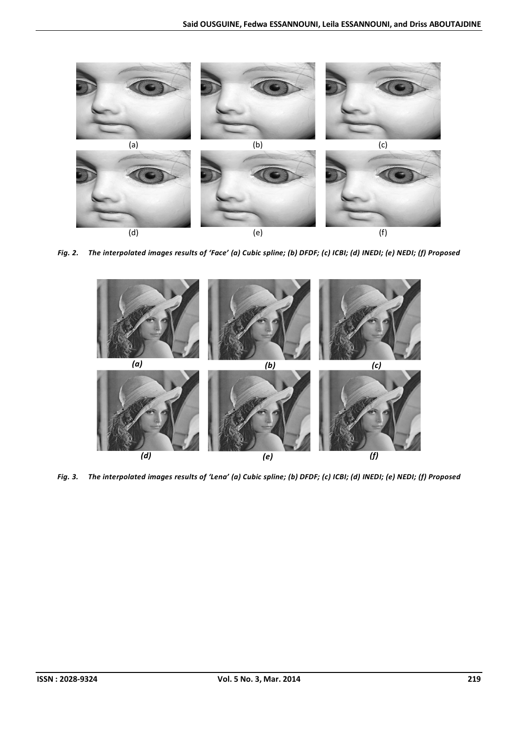(a) (b) (c)

(d) (e) (f)

*Fig. 2. The interpolated images results of 'Face' (a) Cubic spline; (b) DFDF; (c) ICBI; (d) INEDI; (e) NEDI; (f) Proposed*

*(a)* *(b)* *(c)*

*(d)* *(e)* *(f)*

*Fig. 3. The interpolated images results of 'Lena' (a) Cubic spline; (b) DFDF; (c) ICBI; (d) INEDI; (e) NEDI; (f) Proposed*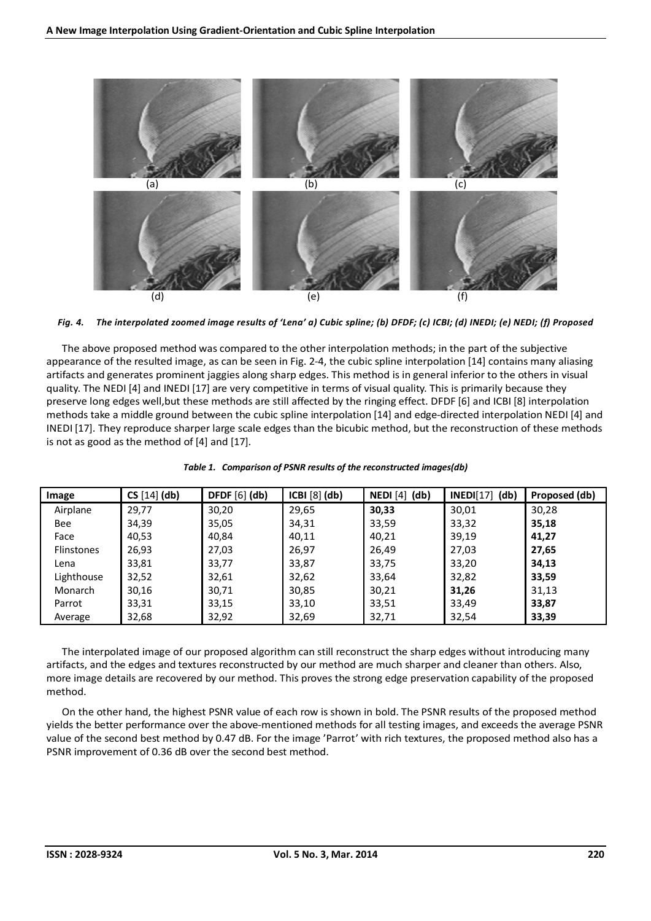(a) (b) (c)

(d) (e) (f)

*Fig. 4. The interpolated zoomed image results of 'Lena' a) Cubic spline; (b) DFDF; (c) ICBI; (d) INEDI; (e) NEDI; (f) Proposed*

The above proposed method was compared to the other interpolation methods; in the part of the subjective appearance of the resulted image, as can be seen in Fig. 2-4, the cubic spline interpolation [14] contains many aliasing artifacts and generates prominent jaggies along sharp edges. This method is in general inferior to the others in visual quality. The NEDI [4] and INEDI [17] are very competitive in terms of visual quality. This is primarily because they preserve long edges well,but these methods are still affected by the ringing effect. DFDF [6] and ICBI [8] interpolation methods take a middle ground between the cubic spline interpolation [14] and edge-directed interpolation NEDI [4] and INEDI [17]. They reproduce sharper large scale edges than the bicubic method, but the reconstruction of these methods is not as good as the method of [4] and [17].

*Table 1. Comparison of PSNR results of the reconstructed images(db)*

| Image | CS [14] (db) | DFDF [6] (db) | ICBI [8] (db) | NEDI [4] (db) | INEDI[17] (db) | Proposed (db) |
|---|---|---|---|---|---|---|
| Airplane | 29,77 | 30,20 | 29,65 | **30,33** | 30,01 | 30,28 |
| Bee | 34,39 | 35,05 | 34,31 | 33,59 | 33,32 | **35,18** |
| Face | 40,53 | 40,84 | 40,11 | 40,21 | 39,19 | **41,27** |
| Flinstones | 26,93 | 27,03 | 26,97 | 26,49 | 27,03 | **27,65** |
| Lena | 33,81 | 33,77 | 33,87 | 33,75 | 33,20 | **34,13** |
| Lighthouse | 32,52 | 32,61 | 32,62 | 33,64 | 32,82 | **33,59** |
| Monarch | 30,16 | 30,71 | 30,85 | 30,21 | **31,26** | 31,13 |
| Parrot | 33,31 | 33,15 | 33,10 | 33,51 | 33,49 | **33,87** |
| Average | 32,68 | 32,92 | 32,69 | 32,71 | 32,54 | **33,39** |

The interpolated image of our proposed algorithm can still reconstruct the sharp edges without introducing many artifacts, and the edges and textures reconstructed by our method are much sharper and cleaner than others. Also, more image details are recovered by our method. This proves the strong edge preservation capability of the proposed method.

On the other hand, the highest PSNR value of each row is shown in bold. The PSNR results of the proposed method yields the better performance over the above-mentioned methods for all testing images, and exceeds the average PSNR value of the second best method by 0.47 dB. For the image 'Parrot' with rich textures, the proposed method also has a PSNR improvement of 0.36 dB over the second best method.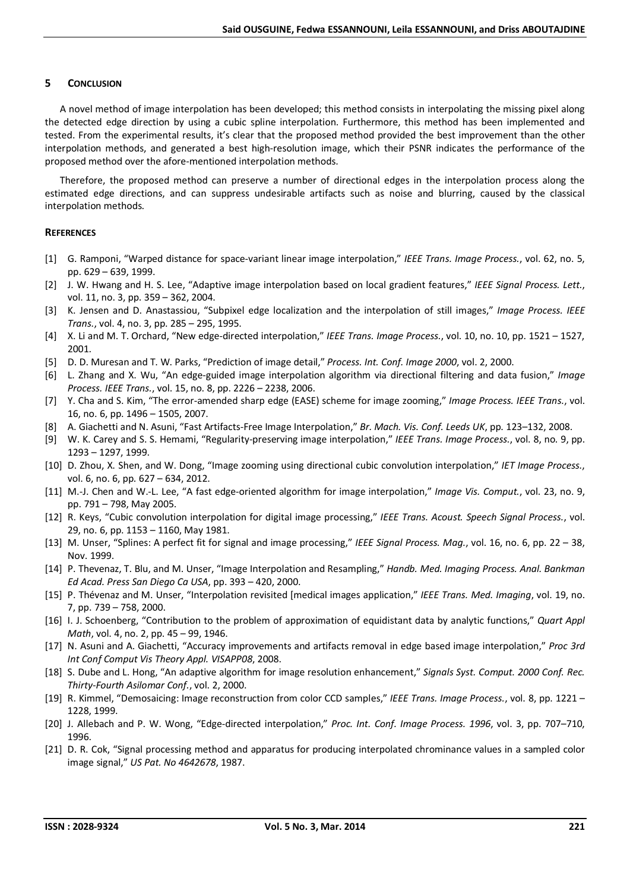## 5 CONCLUSION

A novel method of image interpolation has been developed; this method consists in interpolating the missing pixel along the detected edge direction by using a cubic spline interpolation. Furthermore, this method has been implemented and tested. From the experimental results, it's clear that the proposed method provided the best improvement than the other interpolation methods, and generated a best high-resolution image, which their PSNR indicates the performance of the proposed method over the afore-mentioned interpolation methods.

Therefore, the proposed method can preserve a number of directional edges in the interpolation process along the estimated edge directions, and can suppress undesirable artifacts such as noise and blurring, caused by the classical interpolation methods.

### REFERENCES

[1] G. Ramponi, "Warped distance for space-variant linear image interpolation," *IEEE Trans. Image Process.*, vol. 62, no. 5, pp. 629 – 639, 1999.

[2] J. W. Hwang and H. S. Lee, "Adaptive image interpolation based on local gradient features," *IEEE Signal Process. Lett.*, vol. 11, no. 3, pp. 359 – 362, 2004.

[3] K. Jensen and D. Anastassiou, "Subpixel edge localization and the interpolation of still images," *Image Process. IEEE Trans.*, vol. 4, no. 3, pp. 285 – 295, 1995.

[4] X. Li and M. T. Orchard, "New edge-directed interpolation," *IEEE Trans. Image Process.*, vol. 10, no. 10, pp. 1521 – 1527, 2001.

[5] D. D. Muresan and T. W. Parks, "Prediction of image detail," *Process. Int. Conf. Image 2000*, vol. 2, 2000.

[6] L. Zhang and X. Wu, "An edge-guided image interpolation algorithm via directional filtering and data fusion," *Image Process. IEEE Trans.*, vol. 15, no. 8, pp. 2226 – 2238, 2006.

[7] Y. Cha and S. Kim, "The error-amended sharp edge (EASE) scheme for image zooming," *Image Process. IEEE Trans.*, vol. 16, no. 6, pp. 1496 – 1505, 2007.

[8] A. Giachetti and N. Asuni, "Fast Artifacts-Free Image Interpolation," *Br. Mach. Vis. Conf. Leeds UK*, pp. 123–132, 2008.

[9] W. K. Carey and S. S. Hemami, "Regularity-preserving image interpolation," *IEEE Trans. Image Process.*, vol. 8, no. 9, pp. 1293 – 1297, 1999.

[10] D. Zhou, X. Shen, and W. Dong, "Image zooming using directional cubic convolution interpolation," *IET Image Process.*, vol. 6, no. 6, pp. 627 – 634, 2012.

[11] M.-J. Chen and W.-L. Lee, "A fast edge-oriented algorithm for image interpolation," *Image Vis. Comput.*, vol. 23, no. 9, pp. 791 – 798, May 2005.

[12] R. Keys, "Cubic convolution interpolation for digital image processing," *IEEE Trans. Acoust. Speech Signal Process.*, vol. 29, no. 6, pp. 1153 – 1160, May 1981.

[13] M. Unser, "Splines: A perfect fit for signal and image processing," *IEEE Signal Process. Mag.*, vol. 16, no. 6, pp. 22 – 38, Nov. 1999.

[14] P. Thevenaz, T. Blu, and M. Unser, "Image Interpolation and Resampling," *Handb. Med. Imaging Process. Anal. Bankman Ed Acad. Press San Diego Ca USA*, pp. 393 – 420, 2000.

[15] P. Thévenaz and M. Unser, "Interpolation revisited [medical images application," *IEEE Trans. Med. Imaging*, vol. 19, no. 7, pp. 739 – 758, 2000.

[16] I. J. Schoenberg, "Contribution to the problem of approximation of equidistant data by analytic functions," *Quart Appl Math*, vol. 4, no. 2, pp. 45 – 99, 1946.

[17] N. Asuni and A. Giachetti, "Accuracy improvements and artifacts removal in edge based image interpolation," *Proc 3rd Int Conf Comput Vis Theory Appl. VISAPP08*, 2008.

[18] S. Dube and L. Hong, "An adaptive algorithm for image resolution enhancement," *Signals Syst. Comput. 2000 Conf. Rec. Thirty-Fourth Asilomar Conf.*, vol. 2, 2000.

[19] R. Kimmel, "Demosaicing: Image reconstruction from color CCD samples," *IEEE Trans. Image Process.*, vol. 8, pp. 1221 – 1228, 1999.

[20] J. Allebach and P. W. Wong, "Edge-directed interpolation," *Proc. Int. Conf. Image Process. 1996*, vol. 3, pp. 707–710, 1996.

[21] D. R. Cok, "Signal processing method and apparatus for producing interpolated chrominance values in a sampled color image signal," *US Pat. No 4642678*, 1987.